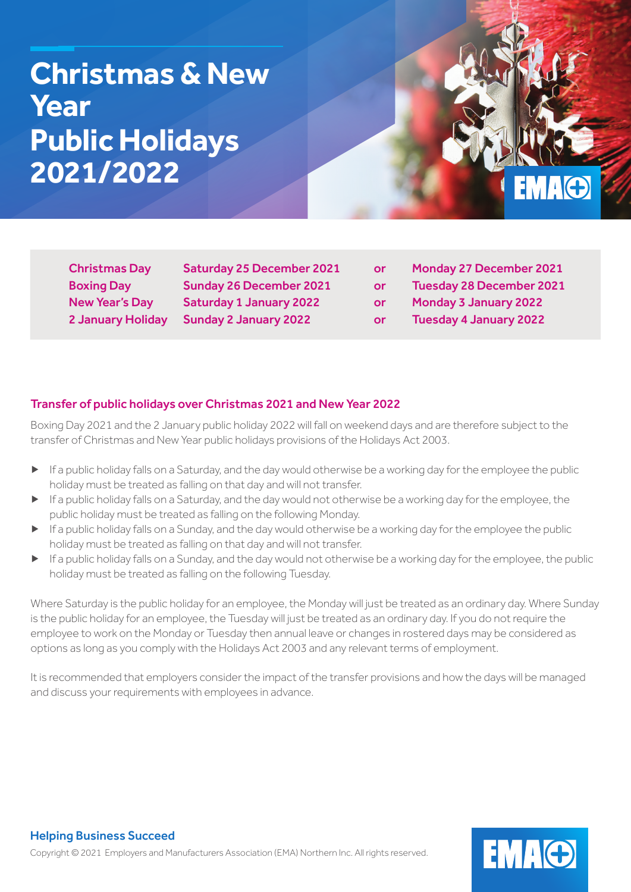# Christmas & New Year Public Holidays 2021/2022

| | | | |
|---|---|---|---|
| Christmas Day | Saturday 25 December 2021 | or | Monday 27 December 2021 |
| Boxing Day | Sunday 26 December 2021 | or | Tuesday 28 December 2021 |
| New Year's Day | Saturday 1 January 2022 | or | Monday 3 January 2022 |
| 2 January Holiday | Sunday 2 January 2022 | or | Tuesday 4 January 2022 |

## Transfer of public holidays over Christmas 2021 and New Year 2022

Boxing Day 2021 and the 2 January public holiday 2022 will fall on weekend days and are therefore subject to the transfer of Christmas and New Year public holidays provisions of the Holidays Act 2003.

- If a public holiday falls on a Saturday, and the day would otherwise be a working day for the employee the public holiday must be treated as falling on that day and will not transfer.
- If a public holiday falls on a Saturday, and the day would not otherwise be a working day for the employee, the public holiday must be treated as falling on the following Monday.
- If a public holiday falls on a Sunday, and the day would otherwise be a working day for the employee the public holiday must be treated as falling on that day and will not transfer.
- If a public holiday falls on a Sunday, and the day would not otherwise be a working day for the employee, the public holiday must be treated as falling on the following Tuesday.

Where Saturday is the public holiday for an employee, the Monday will just be treated as an ordinary day. Where Sunday is the public holiday for an employee, the Tuesday will just be treated as an ordinary day. If you do not require the employee to work on the Monday or Tuesday then annual leave or changes in rostered days may be considered as options as long as you comply with the Holidays Act 2003 and any relevant terms of employment.

It is recommended that employers consider the impact of the transfer provisions and how the days will be managed and discuss your requirements with employees in advance.

**Helping Business Succeed**

Copyright © 2021 Employers and Manufacturers Association (EMA) Northern Inc. All rights reserved.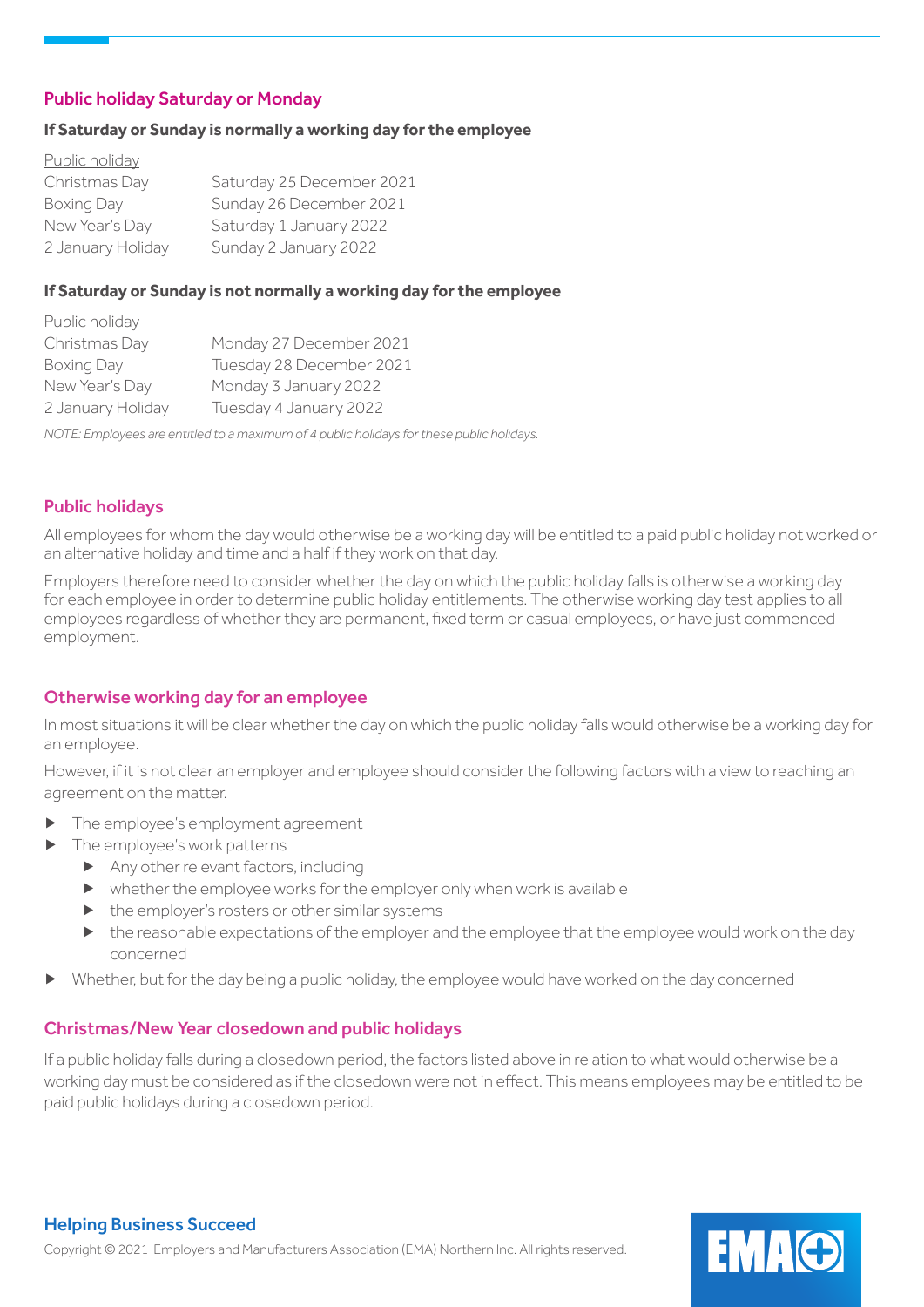## Public holiday Saturday or Monday

**If Saturday or Sunday is normally a working day for the employee**

| Public holiday | |
|---|---|
| Christmas Day | Saturday 25 December 2021 |
| Boxing Day | Sunday 26 December 2021 |
| New Year's Day | Saturday 1 January 2022 |
| 2 January Holiday | Sunday 2 January 2022 |

**If Saturday or Sunday is not normally a working day for the employee**

| Public holiday | |
|---|---|
| Christmas Day | Monday 27 December 2021 |
| Boxing Day | Tuesday 28 December 2021 |
| New Year's Day | Monday 3 January 2022 |
| 2 January Holiday | Tuesday 4 January 2022 |

*NOTE: Employees are entitled to a maximum of 4 public holidays for these public holidays.*

## Public holidays

All employees for whom the day would otherwise be a working day will be entitled to a paid public holiday not worked or an alternative holiday and time and a half if they work on that day.

Employers therefore need to consider whether the day on which the public holiday falls is otherwise a working day for each employee in order to determine public holiday entitlements. The otherwise working day test applies to all employees regardless of whether they are permanent, fixed term or casual employees, or have just commenced employment.

## Otherwise working day for an employee

In most situations it will be clear whether the day on which the public holiday falls would otherwise be a working day for an employee.

However, if it is not clear an employer and employee should consider the following factors with a view to reaching an agreement on the matter.

- The employee's employment agreement
- The employee's work patterns
    - Any other relevant factors, including
    - whether the employee works for the employer only when work is available
    - the employer's rosters or other similar systems
    - the reasonable expectations of the employer and the employee that the employee would work on the day concerned
- Whether, but for the day being a public holiday, the employee would have worked on the day concerned

## Christmas/New Year closedown and public holidays

If a public holiday falls during a closedown period, the factors listed above in relation to what would otherwise be a working day must be considered as if the closedown were not in effect. This means employees may be entitled to be paid public holidays during a closedown period.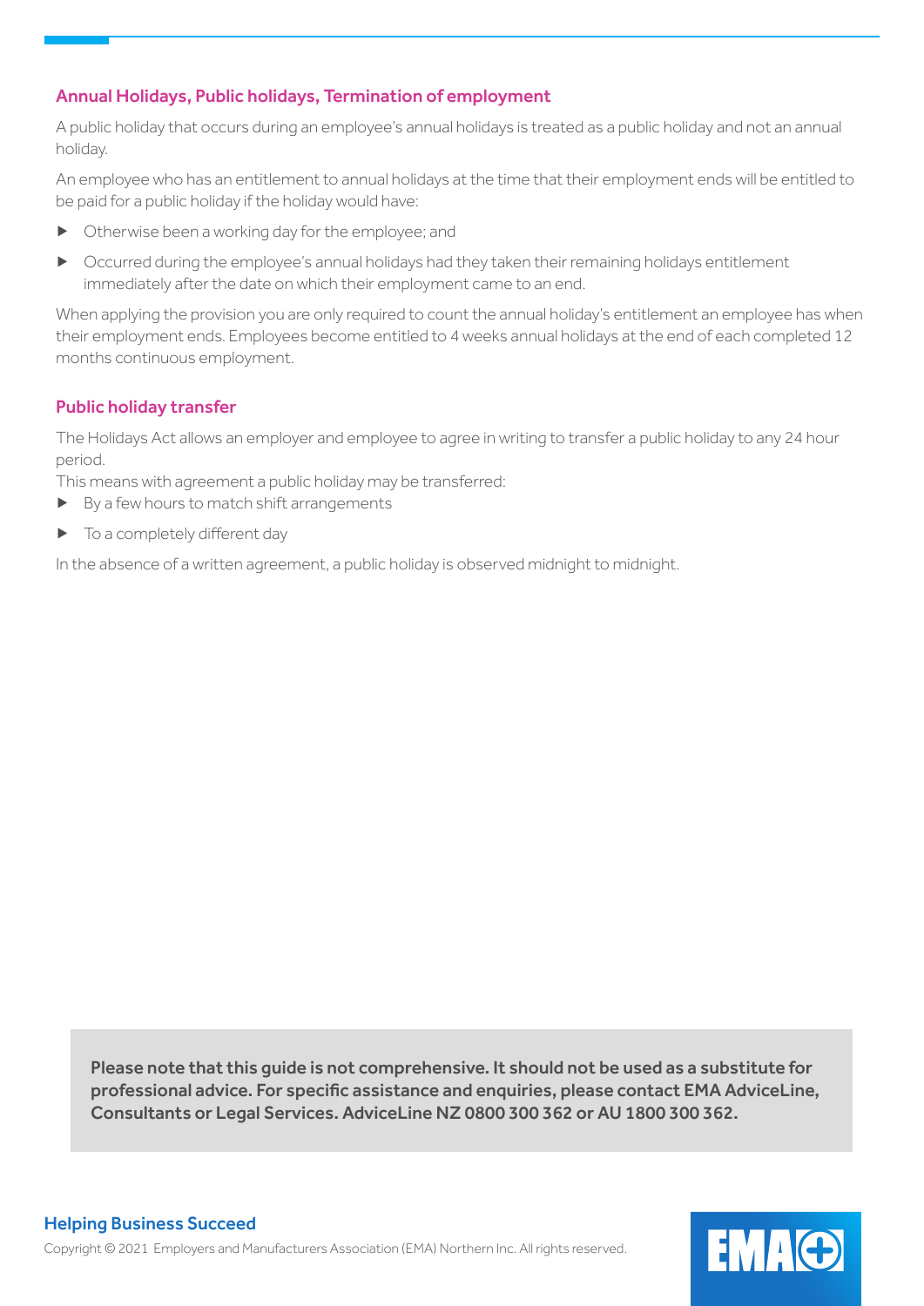## Annual Holidays, Public holidays, Termination of employment

A public holiday that occurs during an employee's annual holidays is treated as a public holiday and not an annual holiday.

An employee who has an entitlement to annual holidays at the time that their employment ends will be entitled to be paid for a public holiday if the holiday would have:

- Otherwise been a working day for the employee; and
- Occurred during the employee's annual holidays had they taken their remaining holidays entitlement immediately after the date on which their employment came to an end.

When applying the provision you are only required to count the annual holiday's entitlement an employee has when their employment ends. Employees become entitled to 4 weeks annual holidays at the end of each completed 12 months continuous employment.

## Public holiday transfer

The Holidays Act allows an employer and employee to agree in writing to transfer a public holiday to any 24 hour period.

This means with agreement a public holiday may be transferred:

- By a few hours to match shift arrangements
- To a completely different day

In the absence of a written agreement, a public holiday is observed midnight to midnight.

**Please note that this guide is not comprehensive. It should not be used as a substitute for professional advice. For specific assistance and enquiries, please contact EMA AdviceLine, Consultants or Legal Services. AdviceLine NZ 0800 300 362 or AU 1800 300 362.**

Helping Business Succeed

Copyright © 2021 Employers and Manufacturers Association (EMA) Northern Inc. All rights reserved.